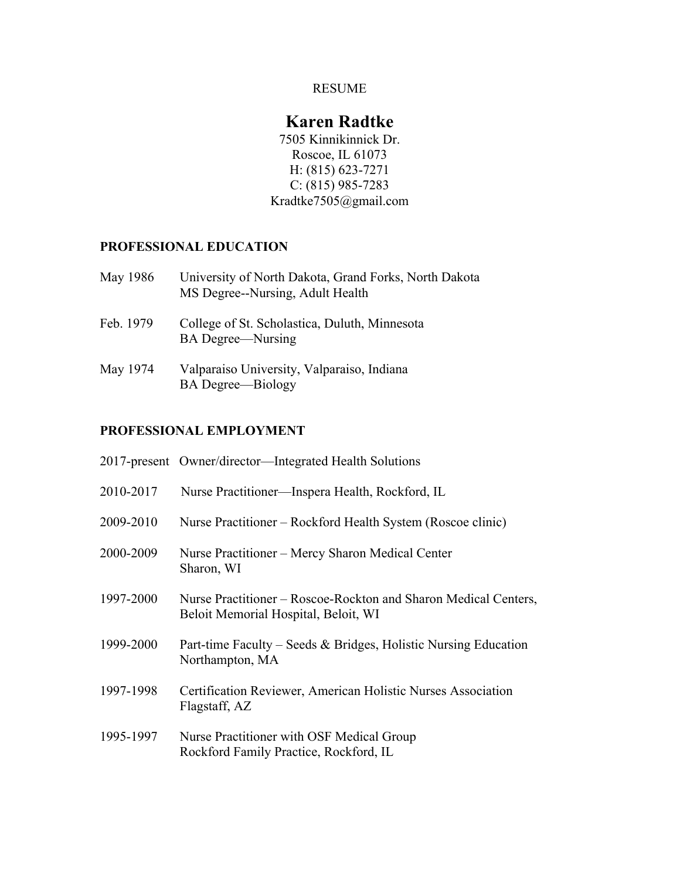RESUME

# Karen Radtke

7505 Kinnikinnick Dr.
Roscoe, IL 61073
H: (815) 623-7271
C: (815) 985-7283
Kradtke7505@gmail.com

## PROFESSIONAL EDUCATION

May 1986 — University of North Dakota, Grand Forks, North Dakota
MS Degree--Nursing, Adult Health

Feb. 1979 — College of St. Scholastica, Duluth, Minnesota
BA Degree—Nursing

May 1974 — Valparaiso University, Valparaiso, Indiana
BA Degree—Biology

## PROFESSIONAL EMPLOYMENT

2017-present — Owner/director—Integrated Health Solutions

2010-2017 — Nurse Practitioner—Inspera Health, Rockford, IL

2009-2010 — Nurse Practitioner – Rockford Health System (Roscoe clinic)

2000-2009 — Nurse Practitioner – Mercy Sharon Medical Center
Sharon, WI

1997-2000 — Nurse Practitioner – Roscoe-Rockton and Sharon Medical Centers,
Beloit Memorial Hospital, Beloit, WI

1999-2000 — Part-time Faculty – Seeds & Bridges, Holistic Nursing Education
Northampton, MA

1997-1998 — Certification Reviewer, American Holistic Nurses Association
Flagstaff, AZ

1995-1997 — Nurse Practitioner with OSF Medical Group
Rockford Family Practice, Rockford, IL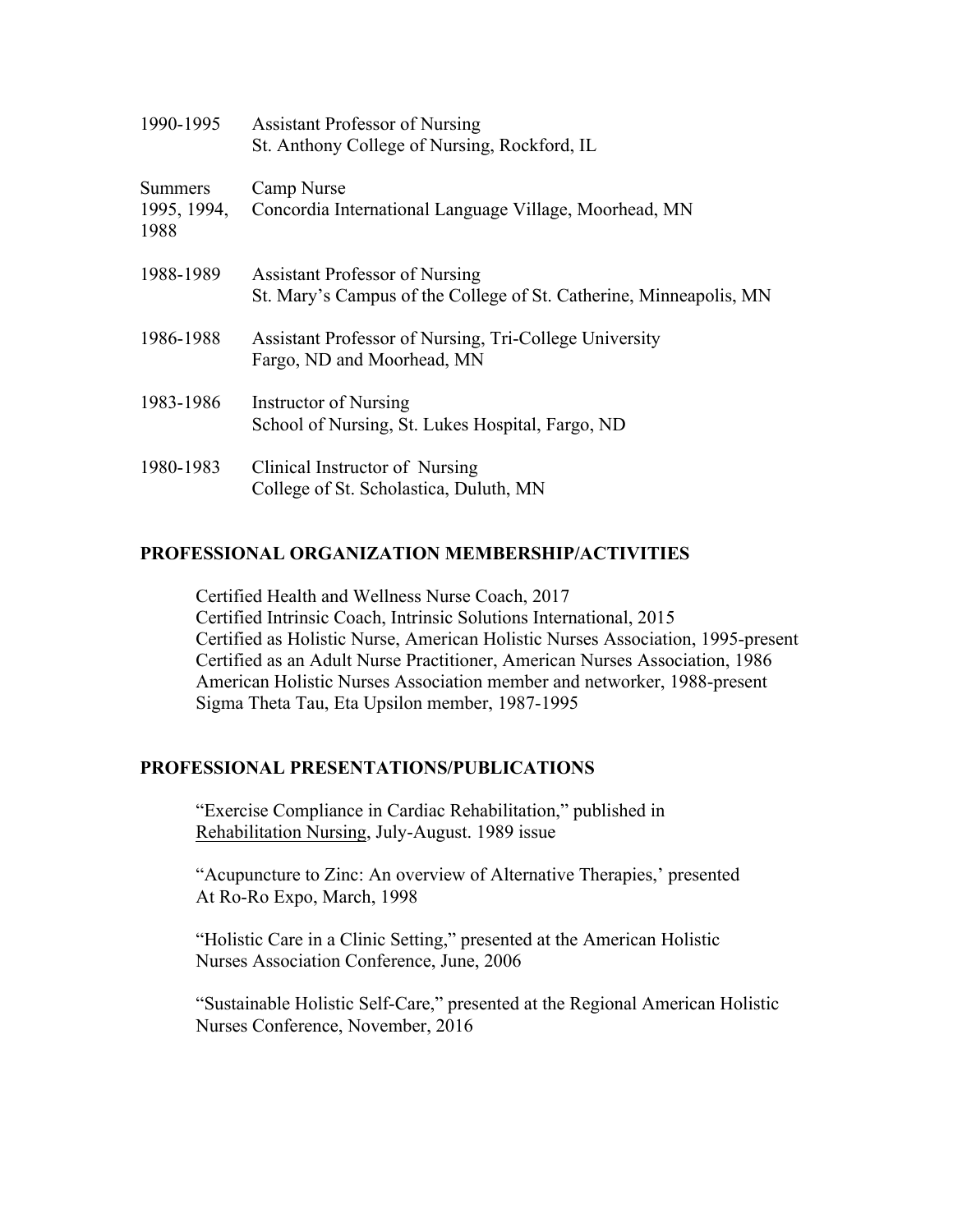| | |
|---|---|
| 1990-1995 | Assistant Professor of Nursing<br>St. Anthony College of Nursing, Rockford, IL |
| Summers 1995, 1994, 1988 | Camp Nurse<br>Concordia International Language Village, Moorhead, MN |
| 1988-1989 | Assistant Professor of Nursing<br>St. Mary's Campus of the College of St. Catherine, Minneapolis, MN |
| 1986-1988 | Assistant Professor of Nursing, Tri-College University<br>Fargo, ND and Moorhead, MN |
| 1983-1986 | Instructor of Nursing<br>School of Nursing, St. Lukes Hospital, Fargo, ND |
| 1980-1983 | Clinical Instructor of Nursing<br>College of St. Scholastica, Duluth, MN |

## PROFESSIONAL ORGANIZATION MEMBERSHIP/ACTIVITIES

Certified Health and Wellness Nurse Coach, 2017
Certified Intrinsic Coach, Intrinsic Solutions International, 2015
Certified as Holistic Nurse, American Holistic Nurses Association, 1995-present
Certified as an Adult Nurse Practitioner, American Nurses Association, 1986
American Holistic Nurses Association member and networker, 1988-present
Sigma Theta Tau, Eta Upsilon member, 1987-1995

## PROFESSIONAL PRESENTATIONS/PUBLICATIONS

"Exercise Compliance in Cardiac Rehabilitation," published in Rehabilitation Nursing, July-August. 1989 issue

"Acupuncture to Zinc: An overview of Alternative Therapies,' presented At Ro-Ro Expo, March, 1998

"Holistic Care in a Clinic Setting," presented at the American Holistic Nurses Association Conference, June, 2006

"Sustainable Holistic Self-Care," presented at the Regional American Holistic Nurses Conference, November, 2016